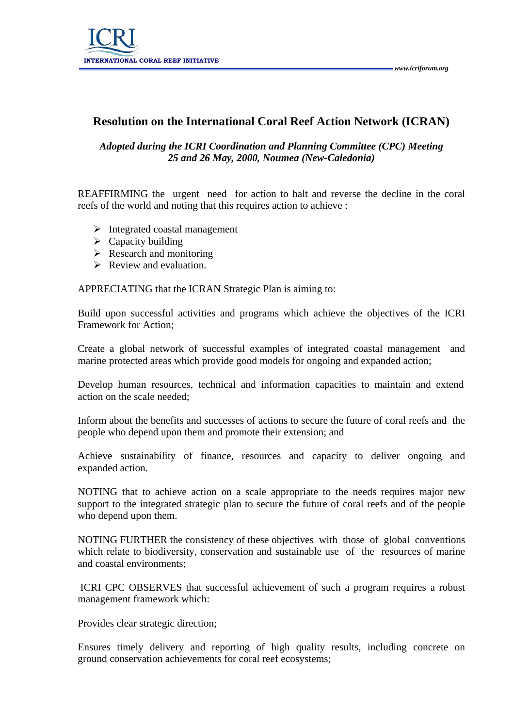# Resolution on the International Coral Reef Action Network (ICRAN)

***Adopted during the ICRI Coordination and Planning Committee (CPC) Meeting 25 and 26 May, 2000, Noumea (New-Caledonia)***

REAFFIRMING the urgent need for action to halt and reverse the decline in the coral reefs of the world and noting that this requires action to achieve :

- Integrated coastal management
- Capacity building
- Research and monitoring
- Review and evaluation.

APPRECIATING that the ICRAN Strategic Plan is aiming to:

Build upon successful activities and programs which achieve the objectives of the ICRI Framework for Action;

Create a global network of successful examples of integrated coastal management and marine protected areas which provide good models for ongoing and expanded action;

Develop human resources, technical and information capacities to maintain and extend action on the scale needed;

Inform about the benefits and successes of actions to secure the future of coral reefs and the people who depend upon them and promote their extension; and

Achieve sustainability of finance, resources and capacity to deliver ongoing and expanded action.

NOTING that to achieve action on a scale appropriate to the needs requires major new support to the integrated strategic plan to secure the future of coral reefs and of the people who depend upon them.

NOTING FURTHER the consistency of these objectives with those of global conventions which relate to biodiversity, conservation and sustainable use of the resources of marine and coastal environments;

ICRI CPC OBSERVES that successful achievement of such a program requires a robust management framework which:

Provides clear strategic direction;

Ensures timely delivery and reporting of high quality results, including concrete on ground conservation achievements for coral reef ecosystems;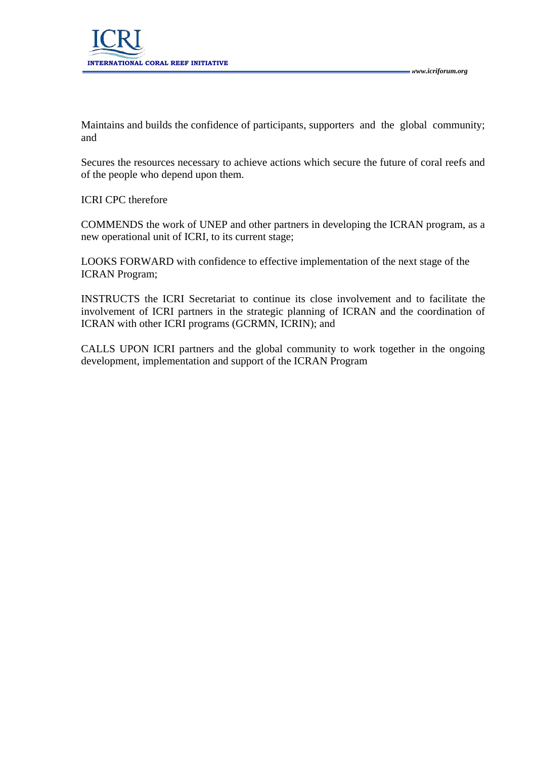Maintains and builds the confidence of participants, supporters and the global community; and

Secures the resources necessary to achieve actions which secure the future of coral reefs and of the people who depend upon them.

ICRI CPC therefore

COMMENDS the work of UNEP and other partners in developing the ICRAN program, as a new operational unit of ICRI, to its current stage;

LOOKS FORWARD with confidence to effective implementation of the next stage of the ICRAN Program;

INSTRUCTS the ICRI Secretariat to continue its close involvement and to facilitate the involvement of ICRI partners in the strategic planning of ICRAN and the coordination of ICRAN with other ICRI programs (GCRMN, ICRIN); and

CALLS UPON ICRI partners and the global community to work together in the ongoing development, implementation and support of the ICRAN Program